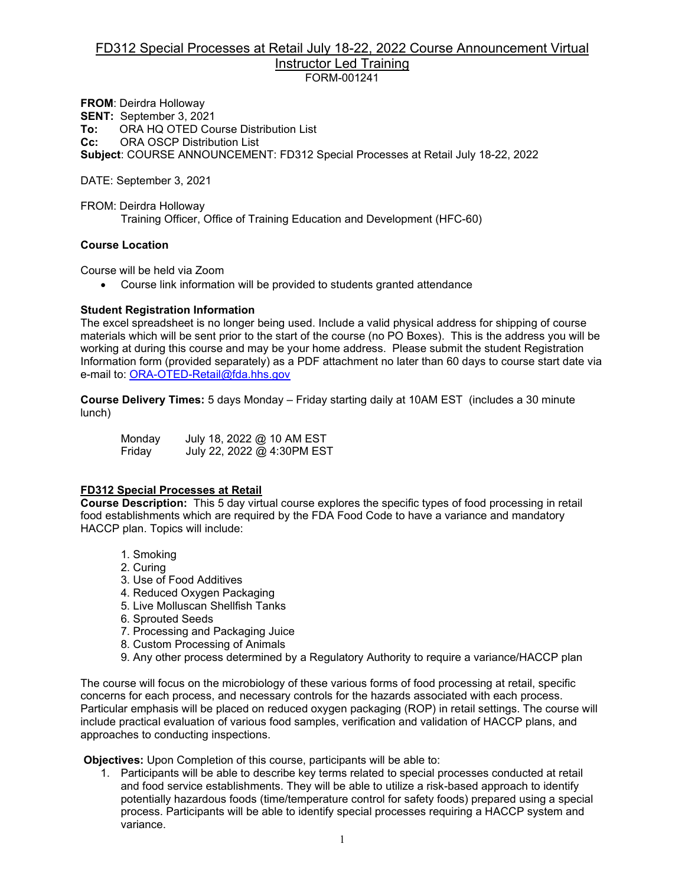# FD312 Special Processes at Retail July 18-22, 2022 Course Announcement Virtual Instructor Led Training

FORM-001241

**FROM**: Deirdra Holloway
**SENT:** September 3, 2021
**To:** ORA HQ OTED Course Distribution List
**Cc:** ORA OSCP Distribution List
**Subject**: COURSE ANNOUNCEMENT: FD312 Special Processes at Retail July 18-22, 2022

DATE: September 3, 2021

FROM: Deirdra Holloway
Training Officer, Office of Training Education and Development (HFC-60)

**Course Location**

Course will be held via Zoom

- Course link information will be provided to students granted attendance

**Student Registration Information**
The excel spreadsheet is no longer being used. Include a valid physical address for shipping of course materials which will be sent prior to the start of the course (no PO Boxes). This is the address you will be working at during this course and may be your home address. Please submit the student Registration Information form (provided separately) as a PDF attachment no later than 60 days to course start date via e-mail to: ORA-OTED-Retail@fda.hhs.gov

**Course Delivery Times:** 5 days Monday – Friday starting daily at 10AM EST (includes a 30 minute lunch)

| | |
|---|---|
| Monday | July 18, 2022 @ 10 AM EST |
| Friday | July 22, 2022 @ 4:30PM EST |

**FD312 Special Processes at Retail**
**Course Description:** This 5 day virtual course explores the specific types of food processing in retail food establishments which are required by the FDA Food Code to have a variance and mandatory HACCP plan. Topics will include:

1. Smoking
2. Curing
3. Use of Food Additives
4. Reduced Oxygen Packaging
5. Live Molluscan Shellfish Tanks
6. Sprouted Seeds
7. Processing and Packaging Juice
8. Custom Processing of Animals
9. Any other process determined by a Regulatory Authority to require a variance/HACCP plan

The course will focus on the microbiology of these various forms of food processing at retail, specific concerns for each process, and necessary controls for the hazards associated with each process. Particular emphasis will be placed on reduced oxygen packaging (ROP) in retail settings. The course will include practical evaluation of various food samples, verification and validation of HACCP plans, and approaches to conducting inspections.

**Objectives:** Upon Completion of this course, participants will be able to:

1. Participants will be able to describe key terms related to special processes conducted at retail and food service establishments. They will be able to utilize a risk-based approach to identify potentially hazardous foods (time/temperature control for safety foods) prepared using a special process. Participants will be able to identify special processes requiring a HACCP system and variance.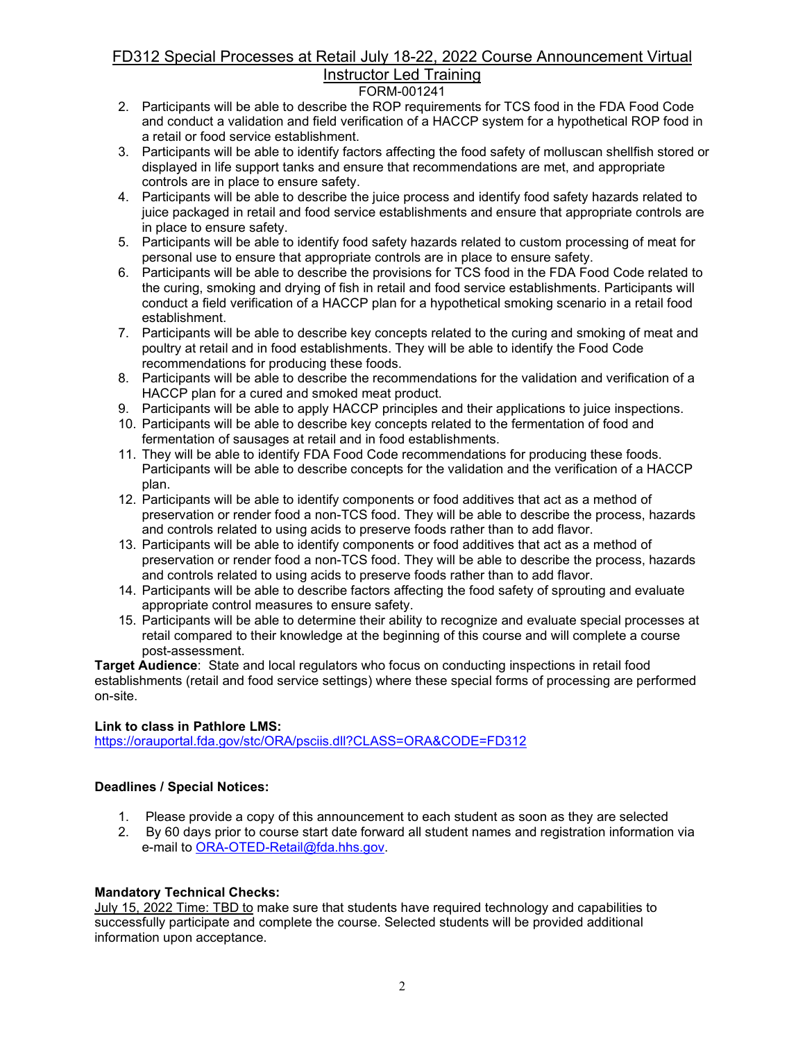2. Participants will be able to describe the ROP requirements for TCS food in the FDA Food Code and conduct a validation and field verification of a HACCP system for a hypothetical ROP food in a retail or food service establishment.
3. Participants will be able to identify factors affecting the food safety of molluscan shellfish stored or displayed in life support tanks and ensure that recommendations are met, and appropriate controls are in place to ensure safety.
4. Participants will be able to describe the juice process and identify food safety hazards related to juice packaged in retail and food service establishments and ensure that appropriate controls are in place to ensure safety.
5. Participants will be able to identify food safety hazards related to custom processing of meat for personal use to ensure that appropriate controls are in place to ensure safety.
6. Participants will be able to describe the provisions for TCS food in the FDA Food Code related to the curing, smoking and drying of fish in retail and food service establishments. Participants will conduct a field verification of a HACCP plan for a hypothetical smoking scenario in a retail food establishment.
7. Participants will be able to describe key concepts related to the curing and smoking of meat and poultry at retail and in food establishments. They will be able to identify the Food Code recommendations for producing these foods.
8. Participants will be able to describe the recommendations for the validation and verification of a HACCP plan for a cured and smoked meat product.
9. Participants will be able to apply HACCP principles and their applications to juice inspections.
10. Participants will be able to describe key concepts related to the fermentation of food and fermentation of sausages at retail and in food establishments.
11. They will be able to identify FDA Food Code recommendations for producing these foods. Participants will be able to describe concepts for the validation and the verification of a HACCP plan.
12. Participants will be able to identify components or food additives that act as a method of preservation or render food a non-TCS food. They will be able to describe the process, hazards and controls related to using acids to preserve foods rather than to add flavor.
13. Participants will be able to identify components or food additives that act as a method of preservation or render food a non-TCS food. They will be able to describe the process, hazards and controls related to using acids to preserve foods rather than to add flavor.
14. Participants will be able to describe factors affecting the food safety of sprouting and evaluate appropriate control measures to ensure safety.
15. Participants will be able to determine their ability to recognize and evaluate special processes at retail compared to their knowledge at the beginning of this course and will complete a course post-assessment.

**Target Audience**: State and local regulators who focus on conducting inspections in retail food establishments (retail and food service settings) where these special forms of processing are performed on-site.

**Link to class in Pathlore LMS:**
https://orauportal.fda.gov/stc/ORA/psciis.dll?CLASS=ORA&CODE=FD312

**Deadlines / Special Notices:**

1. Please provide a copy of this announcement to each student as soon as they are selected
2. By 60 days prior to course start date forward all student names and registration information via e-mail to ORA-OTED-Retail@fda.hhs.gov.

**Mandatory Technical Checks:**
July 15, 2022 Time: TBD to make sure that students have required technology and capabilities to successfully participate and complete the course. Selected students will be provided additional information upon acceptance.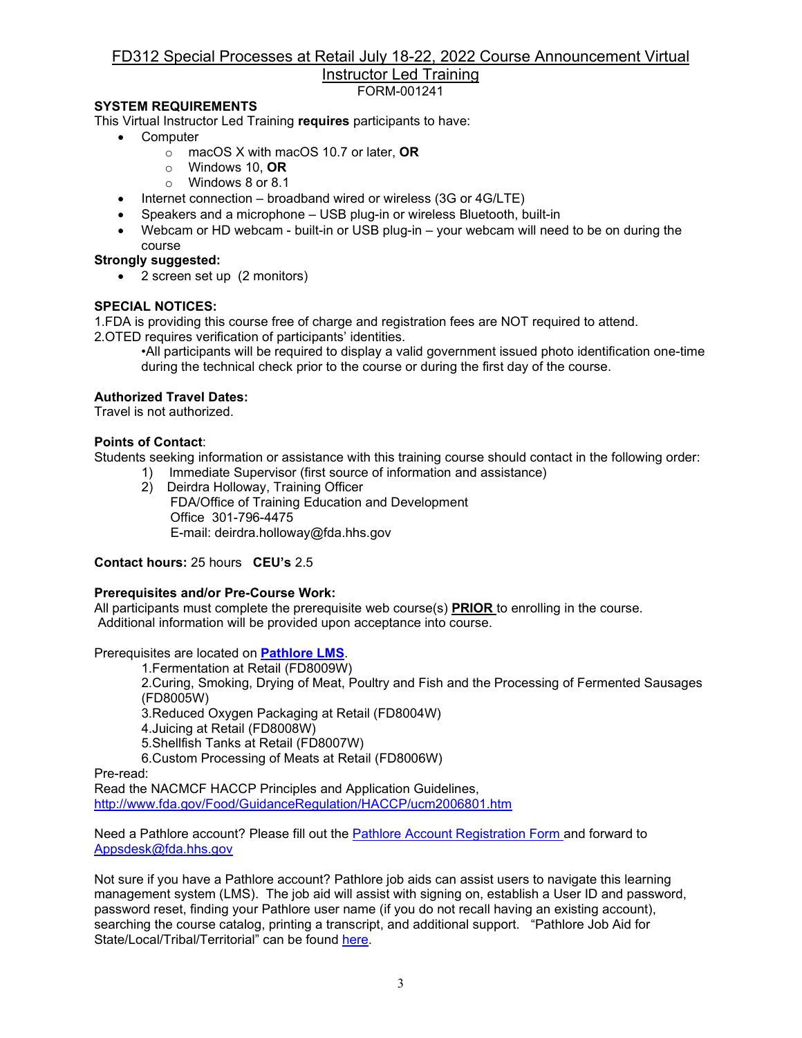# FD312 Special Processes at Retail July 18-22, 2022 Course Announcement Virtual Instructor Led Training

FORM-001241

**SYSTEM REQUIREMENTS**

This Virtual Instructor Led Training **requires** participants to have:

- Computer
  - macOS X with macOS 10.7 or later, **OR**
  - Windows 10, **OR**
  - Windows 8 or 8.1
- Internet connection – broadband wired or wireless (3G or 4G/LTE)
- Speakers and a microphone – USB plug-in or wireless Bluetooth, built-in
- Webcam or HD webcam - built-in or USB plug-in – your webcam will need to be on during the course

**Strongly suggested:**

- 2 screen set up (2 monitors)

**SPECIAL NOTICES:**

1.FDA is providing this course free of charge and registration fees are NOT required to attend.

2.OTED requires verification of participants' identities.

•All participants will be required to display a valid government issued photo identification one-time during the technical check prior to the course or during the first day of the course.

**Authorized Travel Dates:**

Travel is not authorized.

**Points of Contact**:

Students seeking information or assistance with this training course should contact in the following order:

1) Immediate Supervisor (first source of information and assistance)
2) Deirdra Holloway, Training Officer
   FDA/Office of Training Education and Development
   Office 301-796-4475
   E-mail: deirdra.holloway@fda.hhs.gov

**Contact hours:** 25 hours **CEU's** 2.5

**Prerequisites and/or Pre-Course Work:**

All participants must complete the prerequisite web course(s) **PRIOR** to enrolling in the course. Additional information will be provided upon acceptance into course.

Prerequisites are located on **Pathlore LMS**.

1.Fermentation at Retail (FD8009W)

2.Curing, Smoking, Drying of Meat, Poultry and Fish and the Processing of Fermented Sausages (FD8005W)

3.Reduced Oxygen Packaging at Retail (FD8004W)

4.Juicing at Retail (FD8008W)

5.Shellfish Tanks at Retail (FD8007W)

6.Custom Processing of Meats at Retail (FD8006W)

Pre-read:

Read the NACMCF HACCP Principles and Application Guidelines,
http://www.fda.gov/Food/GuidanceRegulation/HACCP/ucm2006801.htm

Need a Pathlore account? Please fill out the Pathlore Account Registration Form and forward to Appsdesk@fda.hhs.gov

Not sure if you have a Pathlore account? Pathlore job aids can assist users to navigate this learning management system (LMS). The job aid will assist with signing on, establish a User ID and password, password reset, finding your Pathlore user name (if you do not recall having an existing account), searching the course catalog, printing a transcript, and additional support. "Pathlore Job Aid for State/Local/Tribal/Territorial" can be found here.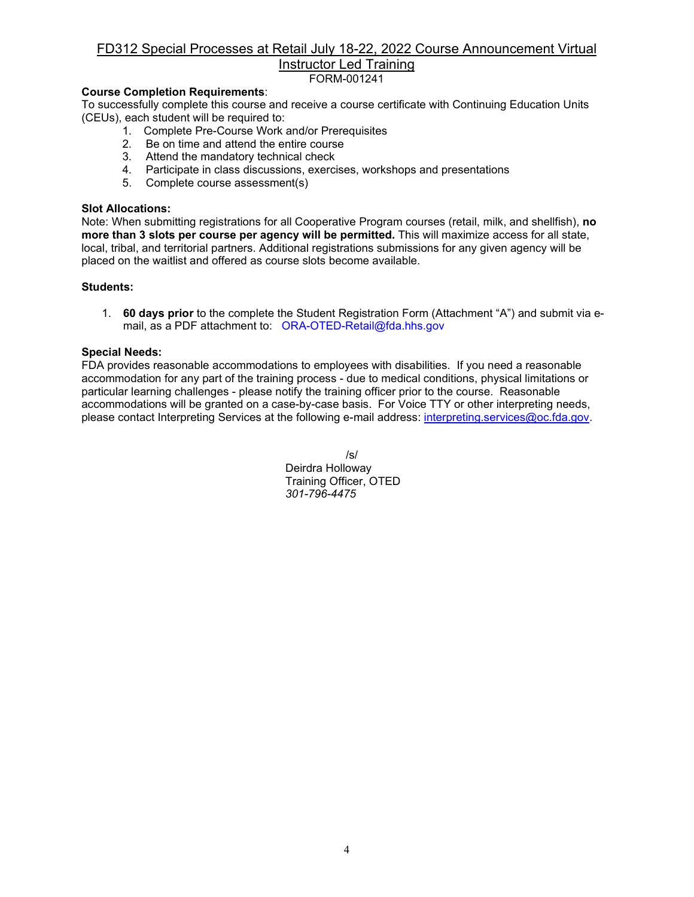FD312 Special Processes at Retail July 18-22, 2022 Course Announcement Virtual Instructor Led Training
FORM-001241

**Course Completion Requirements**:
To successfully complete this course and receive a course certificate with Continuing Education Units (CEUs), each student will be required to:

1. Complete Pre-Course Work and/or Prerequisites
2. Be on time and attend the entire course
3. Attend the mandatory technical check
4. Participate in class discussions, exercises, workshops and presentations
5. Complete course assessment(s)

**Slot Allocations:**
Note: When submitting registrations for all Cooperative Program courses (retail, milk, and shellfish), **no more than 3 slots per course per agency will be permitted.** This will maximize access for all state, local, tribal, and territorial partners. Additional registrations submissions for any given agency will be placed on the waitlist and offered as course slots become available.

**Students:**

1. **60 days prior** to the complete the Student Registration Form (Attachment "A") and submit via e-mail, as a PDF attachment to: ORA-OTED-Retail@fda.hhs.gov

**Special Needs:**
FDA provides reasonable accommodations to employees with disabilities. If you need a reasonable accommodation for any part of the training process - due to medical conditions, physical limitations or particular learning challenges - please notify the training officer prior to the course. Reasonable accommodations will be granted on a case-by-case basis. For Voice TTY or other interpreting needs, please contact Interpreting Services at the following e-mail address: interpreting.services@oc.fda.gov.

/s/
Deirdra Holloway
Training Officer, OTED
*301-796-4475*